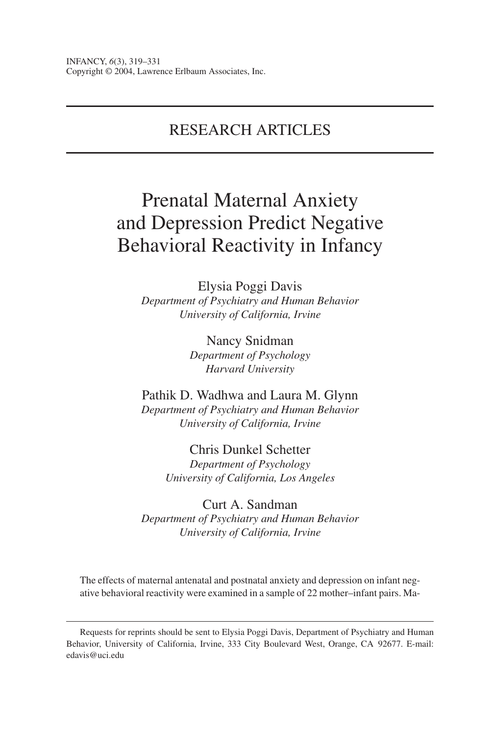RESEARCH ARTICLES

# Prenatal Maternal Anxiety and Depression Predict Negative Behavioral Reactivity in Infancy

Elysia Poggi Davis
*Department of Psychiatry and Human Behavior*
*University of California, Irvine*

Nancy Snidman
*Department of Psychology*
*Harvard University*

Pathik D. Wadhwa and Laura M. Glynn
*Department of Psychiatry and Human Behavior*
*University of California, Irvine*

Chris Dunkel Schetter
*Department of Psychology*
*University of California, Los Angeles*

Curt A. Sandman
*Department of Psychiatry and Human Behavior*
*University of California, Irvine*

The effects of maternal antenatal and postnatal anxiety and depression on infant negative behavioral reactivity were examined in a sample of 22 mother–infant pairs. Ma-

Requests for reprints should be sent to Elysia Poggi Davis, Department of Psychiatry and Human Behavior, University of California, Irvine, 333 City Boulevard West, Orange, CA 92677. E-mail: edavis@uci.edu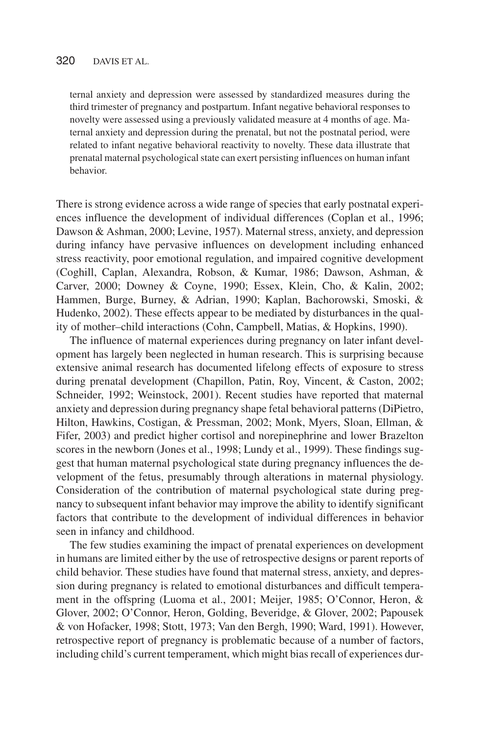ternal anxiety and depression were assessed by standardized measures during the third trimester of pregnancy and postpartum. Infant negative behavioral responses to novelty were assessed using a previously validated measure at 4 months of age. Maternal anxiety and depression during the prenatal, but not the postnatal period, were related to infant negative behavioral reactivity to novelty. These data illustrate that prenatal maternal psychological state can exert persisting influences on human infant behavior.

There is strong evidence across a wide range of species that early postnatal experiences influence the development of individual differences (Coplan et al., 1996; Dawson & Ashman, 2000; Levine, 1957). Maternal stress, anxiety, and depression during infancy have pervasive influences on development including enhanced stress reactivity, poor emotional regulation, and impaired cognitive development (Coghill, Caplan, Alexandra, Robson, & Kumar, 1986; Dawson, Ashman, & Carver, 2000; Downey & Coyne, 1990; Essex, Klein, Cho, & Kalin, 2002; Hammen, Burge, Burney, & Adrian, 1990; Kaplan, Bachorowski, Smoski, & Hudenko, 2002). These effects appear to be mediated by disturbances in the quality of mother–child interactions (Cohn, Campbell, Matias, & Hopkins, 1990).

The influence of maternal experiences during pregnancy on later infant development has largely been neglected in human research. This is surprising because extensive animal research has documented lifelong effects of exposure to stress during prenatal development (Chapillon, Patin, Roy, Vincent, & Caston, 2002; Schneider, 1992; Weinstock, 2001). Recent studies have reported that maternal anxiety and depression during pregnancy shape fetal behavioral patterns (DiPietro, Hilton, Hawkins, Costigan, & Pressman, 2002; Monk, Myers, Sloan, Ellman, & Fifer, 2003) and predict higher cortisol and norepinephrine and lower Brazelton scores in the newborn (Jones et al., 1998; Lundy et al., 1999). These findings suggest that human maternal psychological state during pregnancy influences the development of the fetus, presumably through alterations in maternal physiology. Consideration of the contribution of maternal psychological state during pregnancy to subsequent infant behavior may improve the ability to identify significant factors that contribute to the development of individual differences in behavior seen in infancy and childhood.

The few studies examining the impact of prenatal experiences on development in humans are limited either by the use of retrospective designs or parent reports of child behavior. These studies have found that maternal stress, anxiety, and depression during pregnancy is related to emotional disturbances and difficult temperament in the offspring (Luoma et al., 2001; Meijer, 1985; O'Connor, Heron, & Glover, 2002; O'Connor, Heron, Golding, Beveridge, & Glover, 2002; Papousek & von Hofacker, 1998; Stott, 1973; Van den Bergh, 1990; Ward, 1991). However, retrospective report of pregnancy is problematic because of a number of factors, including child's current temperament, which might bias recall of experiences dur-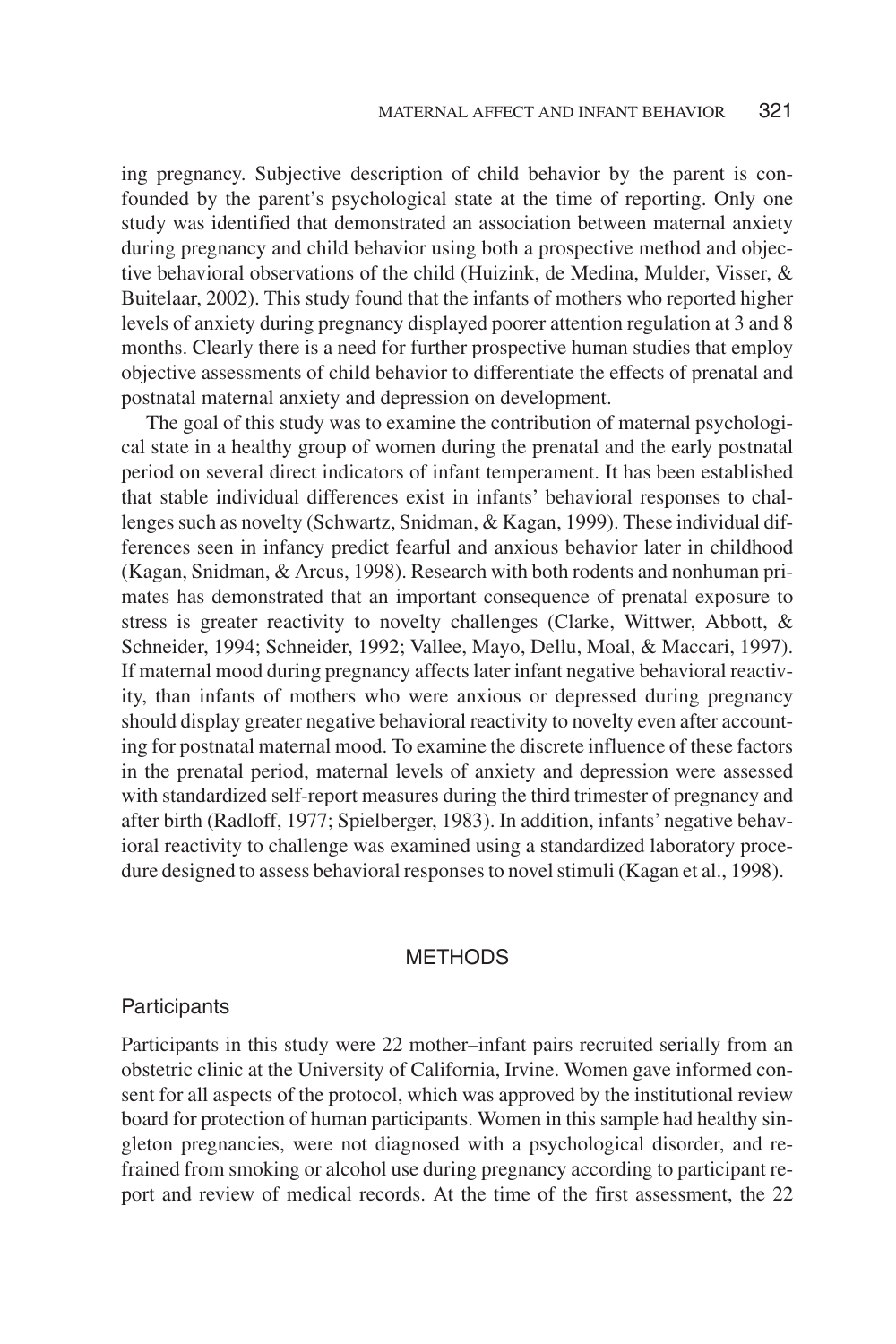ing pregnancy. Subjective description of child behavior by the parent is confounded by the parent's psychological state at the time of reporting. Only one study was identified that demonstrated an association between maternal anxiety during pregnancy and child behavior using both a prospective method and objective behavioral observations of the child (Huizink, de Medina, Mulder, Visser, & Buitelaar, 2002). This study found that the infants of mothers who reported higher levels of anxiety during pregnancy displayed poorer attention regulation at 3 and 8 months. Clearly there is a need for further prospective human studies that employ objective assessments of child behavior to differentiate the effects of prenatal and postnatal maternal anxiety and depression on development.

The goal of this study was to examine the contribution of maternal psychological state in a healthy group of women during the prenatal and the early postnatal period on several direct indicators of infant temperament. It has been established that stable individual differences exist in infants' behavioral responses to challenges such as novelty (Schwartz, Snidman, & Kagan, 1999). These individual differences seen in infancy predict fearful and anxious behavior later in childhood (Kagan, Snidman, & Arcus, 1998). Research with both rodents and nonhuman primates has demonstrated that an important consequence of prenatal exposure to stress is greater reactivity to novelty challenges (Clarke, Wittwer, Abbott, & Schneider, 1994; Schneider, 1992; Vallee, Mayo, Dellu, Moal, & Maccari, 1997). If maternal mood during pregnancy affects later infant negative behavioral reactivity, than infants of mothers who were anxious or depressed during pregnancy should display greater negative behavioral reactivity to novelty even after accounting for postnatal maternal mood. To examine the discrete influence of these factors in the prenatal period, maternal levels of anxiety and depression were assessed with standardized self-report measures during the third trimester of pregnancy and after birth (Radloff, 1977; Spielberger, 1983). In addition, infants' negative behavioral reactivity to challenge was examined using a standardized laboratory procedure designed to assess behavioral responses to novel stimuli (Kagan et al., 1998).

## METHODS

### Participants

Participants in this study were 22 mother–infant pairs recruited serially from an obstetric clinic at the University of California, Irvine. Women gave informed consent for all aspects of the protocol, which was approved by the institutional review board for protection of human participants. Women in this sample had healthy singleton pregnancies, were not diagnosed with a psychological disorder, and refrained from smoking or alcohol use during pregnancy according to participant report and review of medical records. At the time of the first assessment, the 22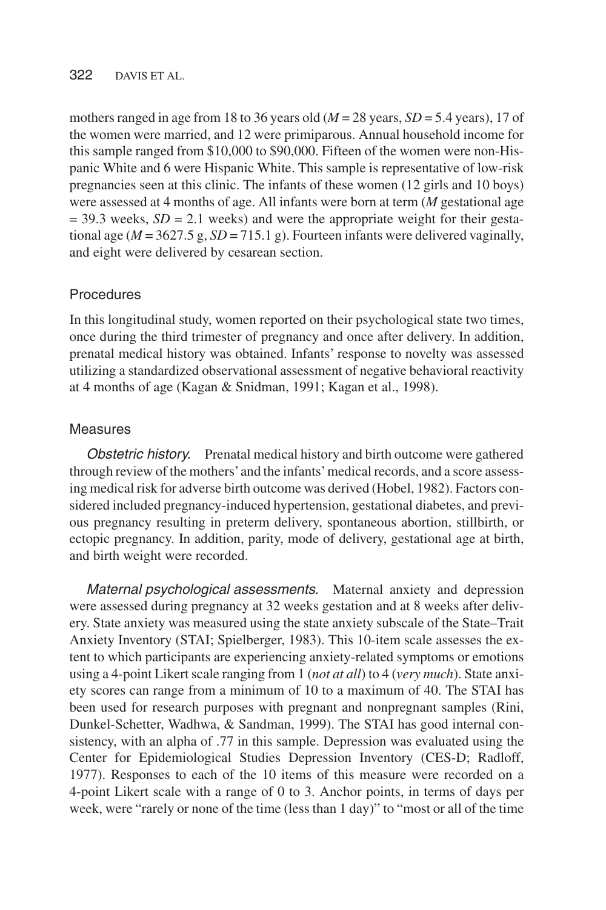mothers ranged in age from 18 to 36 years old (*M* = 28 years, *SD* = 5.4 years), 17 of the women were married, and 12 were primiparous. Annual household income for this sample ranged from $10,000 to $90,000. Fifteen of the women were non-Hispanic White and 6 were Hispanic White. This sample is representative of low-risk pregnancies seen at this clinic. The infants of these women (12 girls and 10 boys) were assessed at 4 months of age. All infants were born at term (*M* gestational age = 39.3 weeks, *SD* = 2.1 weeks) and were the appropriate weight for their gestational age (*M* = 3627.5 g, *SD* = 715.1 g). Fourteen infants were delivered vaginally, and eight were delivered by cesarean section.

## Procedures

In this longitudinal study, women reported on their psychological state two times, once during the third trimester of pregnancy and once after delivery. In addition, prenatal medical history was obtained. Infants' response to novelty was assessed utilizing a standardized observational assessment of negative behavioral reactivity at 4 months of age (Kagan & Snidman, 1991; Kagan et al., 1998).

## Measures

*Obstetric history.* Prenatal medical history and birth outcome were gathered through review of the mothers' and the infants' medical records, and a score assessing medical risk for adverse birth outcome was derived (Hobel, 1982). Factors considered included pregnancy-induced hypertension, gestational diabetes, and previous pregnancy resulting in preterm delivery, spontaneous abortion, stillbirth, or ectopic pregnancy. In addition, parity, mode of delivery, gestational age at birth, and birth weight were recorded.

*Maternal psychological assessments.* Maternal anxiety and depression were assessed during pregnancy at 32 weeks gestation and at 8 weeks after delivery. State anxiety was measured using the state anxiety subscale of the State–Trait Anxiety Inventory (STAI; Spielberger, 1983). This 10-item scale assesses the extent to which participants are experiencing anxiety-related symptoms or emotions using a 4-point Likert scale ranging from 1 (*not at all*) to 4 (*very much*). State anxiety scores can range from a minimum of 10 to a maximum of 40. The STAI has been used for research purposes with pregnant and nonpregnant samples (Rini, Dunkel-Schetter, Wadhwa, & Sandman, 1999). The STAI has good internal consistency, with an alpha of .77 in this sample. Depression was evaluated using the Center for Epidemiological Studies Depression Inventory (CES-D; Radloff, 1977). Responses to each of the 10 items of this measure were recorded on a 4-point Likert scale with a range of 0 to 3. Anchor points, in terms of days per week, were "rarely or none of the time (less than 1 day)" to "most or all of the time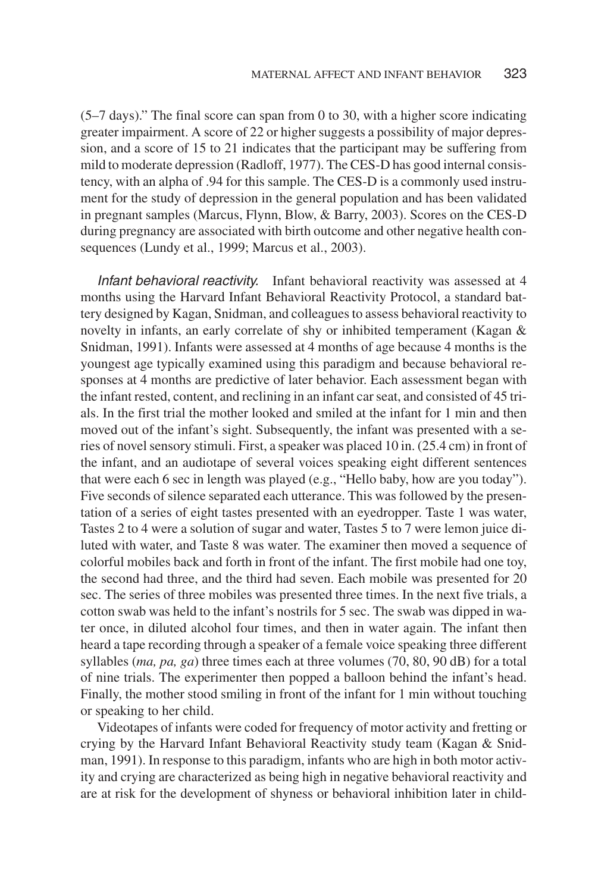(5–7 days)." The final score can span from 0 to 30, with a higher score indicating greater impairment. A score of 22 or higher suggests a possibility of major depression, and a score of 15 to 21 indicates that the participant may be suffering from mild to moderate depression (Radloff, 1977). The CES-D has good internal consistency, with an alpha of .94 for this sample. The CES-D is a commonly used instrument for the study of depression in the general population and has been validated in pregnant samples (Marcus, Flynn, Blow, & Barry, 2003). Scores on the CES-D during pregnancy are associated with birth outcome and other negative health consequences (Lundy et al., 1999; Marcus et al., 2003).

*Infant behavioral reactivity.* Infant behavioral reactivity was assessed at 4 months using the Harvard Infant Behavioral Reactivity Protocol, a standard battery designed by Kagan, Snidman, and colleagues to assess behavioral reactivity to novelty in infants, an early correlate of shy or inhibited temperament (Kagan & Snidman, 1991). Infants were assessed at 4 months of age because 4 months is the youngest age typically examined using this paradigm and because behavioral responses at 4 months are predictive of later behavior. Each assessment began with the infant rested, content, and reclining in an infant car seat, and consisted of 45 trials. In the first trial the mother looked and smiled at the infant for 1 min and then moved out of the infant's sight. Subsequently, the infant was presented with a series of novel sensory stimuli. First, a speaker was placed 10 in. (25.4 cm) in front of the infant, and an audiotape of several voices speaking eight different sentences that were each 6 sec in length was played (e.g., "Hello baby, how are you today"). Five seconds of silence separated each utterance. This was followed by the presentation of a series of eight tastes presented with an eyedropper. Taste 1 was water, Tastes 2 to 4 were a solution of sugar and water, Tastes 5 to 7 were lemon juice diluted with water, and Taste 8 was water. The examiner then moved a sequence of colorful mobiles back and forth in front of the infant. The first mobile had one toy, the second had three, and the third had seven. Each mobile was presented for 20 sec. The series of three mobiles was presented three times. In the next five trials, a cotton swab was held to the infant's nostrils for 5 sec. The swab was dipped in water once, in diluted alcohol four times, and then in water again. The infant then heard a tape recording through a speaker of a female voice speaking three different syllables (*ma, pa, ga*) three times each at three volumes (70, 80, 90 dB) for a total of nine trials. The experimenter then popped a balloon behind the infant's head. Finally, the mother stood smiling in front of the infant for 1 min without touching or speaking to her child.

Videotapes of infants were coded for frequency of motor activity and fretting or crying by the Harvard Infant Behavioral Reactivity study team (Kagan & Snidman, 1991). In response to this paradigm, infants who are high in both motor activity and crying are characterized as being high in negative behavioral reactivity and are at risk for the development of shyness or behavioral inhibition later in child-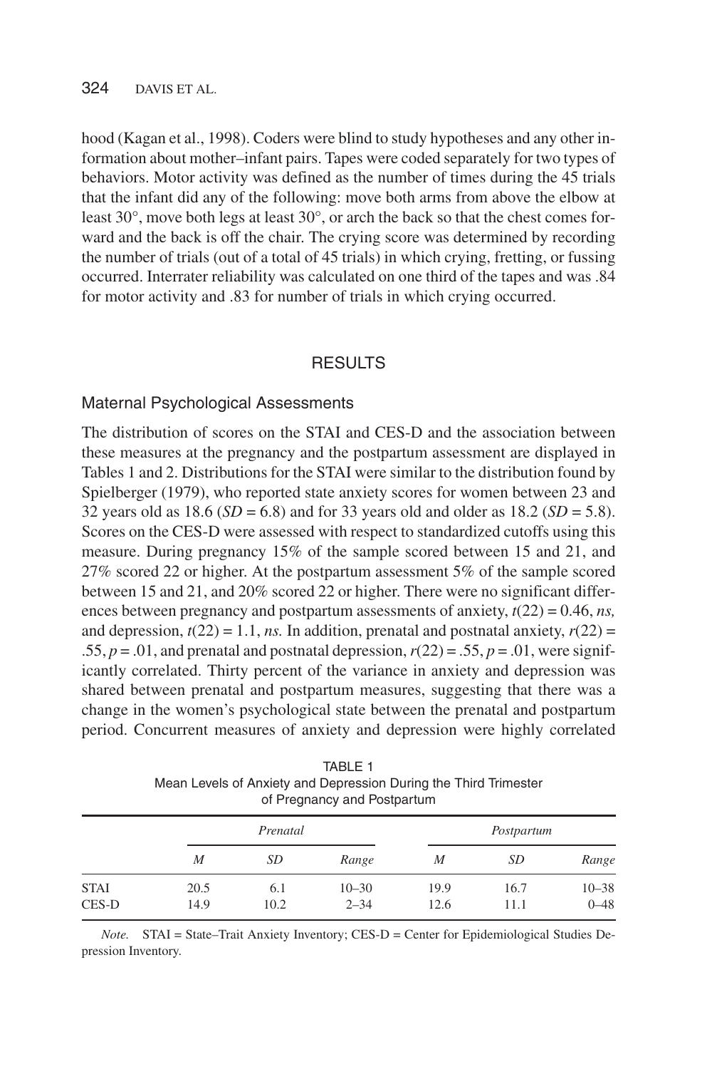hood (Kagan et al., 1998). Coders were blind to study hypotheses and any other information about mother–infant pairs. Tapes were coded separately for two types of behaviors. Motor activity was defined as the number of times during the 45 trials that the infant did any of the following: move both arms from above the elbow at least 30°, move both legs at least 30°, or arch the back so that the chest comes forward and the back is off the chair. The crying score was determined by recording the number of trials (out of a total of 45 trials) in which crying, fretting, or fussing occurred. Interrater reliability was calculated on one third of the tapes and was .84 for motor activity and .83 for number of trials in which crying occurred.

## RESULTS

### Maternal Psychological Assessments

The distribution of scores on the STAI and CES-D and the association between these measures at the pregnancy and the postpartum assessment are displayed in Tables 1 and 2. Distributions for the STAI were similar to the distribution found by Spielberger (1979), who reported state anxiety scores for women between 23 and 32 years old as 18.6 ($SD$ = 6.8) and for 33 years old and older as 18.2 ($SD$ = 5.8). Scores on the CES-D were assessed with respect to standardized cutoffs using this measure. During pregnancy 15% of the sample scored between 15 and 21, and 27% scored 22 or higher. At the postpartum assessment 5% of the sample scored between 15 and 21, and 20% scored 22 or higher. There were no significant differences between pregnancy and postpartum assessments of anxiety, $t(22) = 0.46$, *ns,* and depression, $t(22) = 1.1$, *ns.* In addition, prenatal and postnatal anxiety, $r(22) = .55$, $p = .01$, and prenatal and postnatal depression, $r(22) = .55$, $p = .01$, were significantly correlated. Thirty percent of the variance in anxiety and depression was shared between prenatal and postpartum measures, suggesting that there was a change in the women's psychological state between the prenatal and postpartum period. Concurrent measures of anxiety and depression were highly correlated

TABLE 1
Mean Levels of Anxiety and Depression During the Third Trimester of Pregnancy and Postpartum

| | *Prenatal* | | | *Postpartum* | | |
|---|---|---|---|---|---|---|
| | *M* | *SD* | *Range* | *M* | *SD* | *Range* |
| STAI | 20.5 | 6.1 | 10–30 | 19.9 | 16.7 | 10–38 |
| CES-D | 14.9 | 10.2 | 2–34 | 12.6 | 11.1 | 0–48 |

*Note.* STAI = State–Trait Anxiety Inventory; CES-D = Center for Epidemiological Studies Depression Inventory.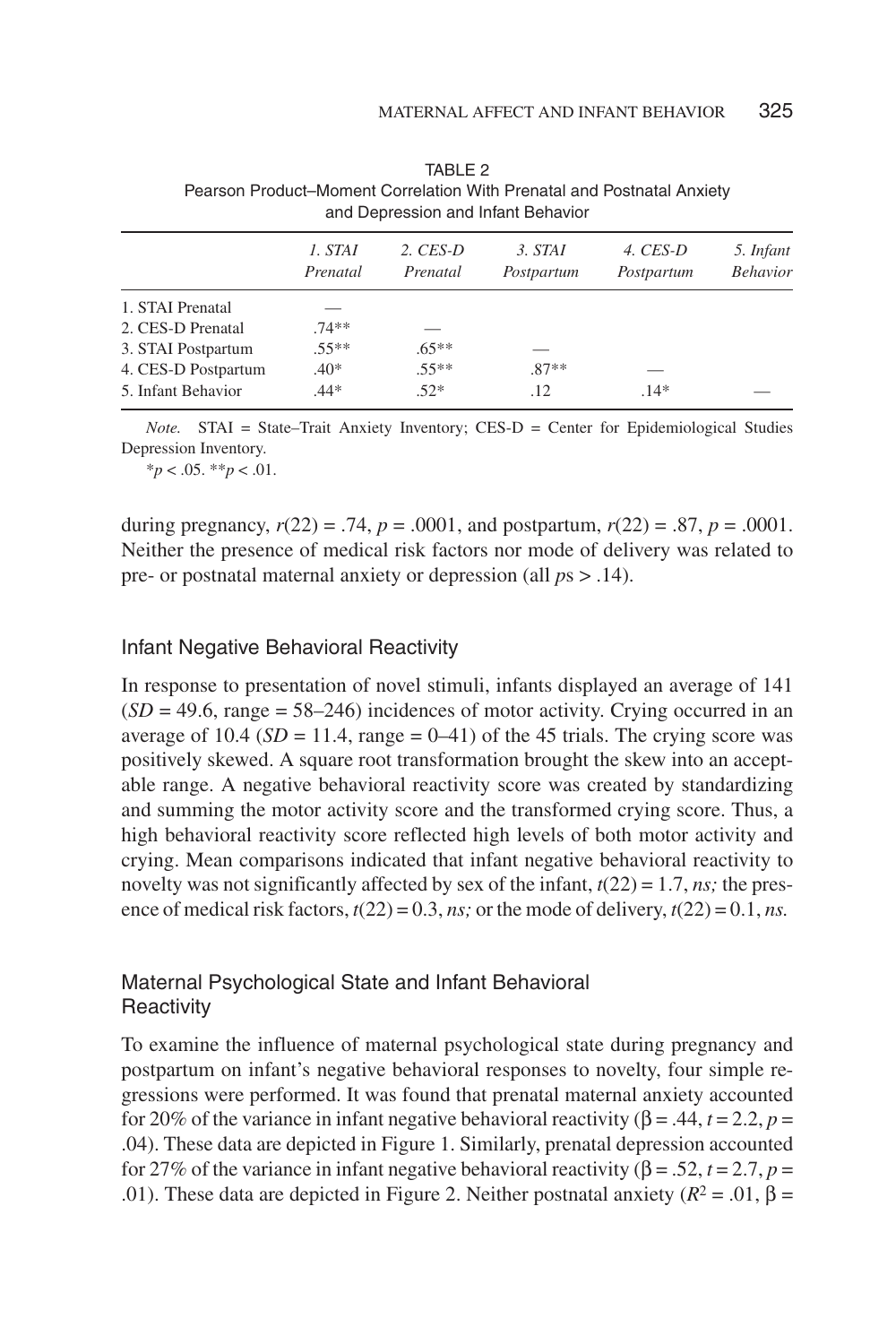TABLE 2
Pearson Product–Moment Correlation With Prenatal and Postnatal Anxiety and Depression and Infant Behavior

| | *1. STAI Prenatal* | *2. CES-D Prenatal* | *3. STAI Postpartum* | *4. CES-D Postpartum* | *5. Infant Behavior* |
|---|---|---|---|---|---|
| 1. STAI Prenatal | — | | | | |
| 2. CES-D Prenatal | .74** | — | | | |
| 3. STAI Postpartum | .55** | .65** | — | | |
| 4. CES-D Postpartum | .40* | .55** | .87** | — | |
| 5. Infant Behavior | .44* | .52* | .12 | .14* | — |

*Note.* STAI = State–Trait Anxiety Inventory; CES-D = Center for Epidemiological Studies Depression Inventory.
*$p < .05$. **$p < .01$.

during pregnancy, $r(22) = .74$, $p = .0001$, and postpartum, $r(22) = .87$, $p = .0001$. Neither the presence of medical risk factors nor mode of delivery was related to pre- or postnatal maternal anxiety or depression (all $p$s $> .14$).

## Infant Negative Behavioral Reactivity

In response to presentation of novel stimuli, infants displayed an average of 141 ($SD = 49.6$, range = 58–246) incidences of motor activity. Crying occurred in an average of 10.4 ($SD = 11.4$, range = 0–41) of the 45 trials. The crying score was positively skewed. A square root transformation brought the skew into an acceptable range. A negative behavioral reactivity score was created by standardizing and summing the motor activity score and the transformed crying score. Thus, a high behavioral reactivity score reflected high levels of both motor activity and crying. Mean comparisons indicated that infant negative behavioral reactivity to novelty was not significantly affected by sex of the infant, $t(22) = 1.7$, *ns;* the presence of medical risk factors, $t(22) = 0.3$, *ns;* or the mode of delivery, $t(22) = 0.1$, *ns.*

## Maternal Psychological State and Infant Behavioral Reactivity

To examine the influence of maternal psychological state during pregnancy and postpartum on infant's negative behavioral responses to novelty, four simple regressions were performed. It was found that prenatal maternal anxiety accounted for 20% of the variance in infant negative behavioral reactivity ($\beta = .44$, $t = 2.2$, $p = .04$). These data are depicted in Figure 1. Similarly, prenatal depression accounted for 27% of the variance in infant negative behavioral reactivity ($\beta = .52$, $t = 2.7$, $p = .01$). These data are depicted in Figure 2. Neither postnatal anxiety ($R^2 = .01$, $\beta =$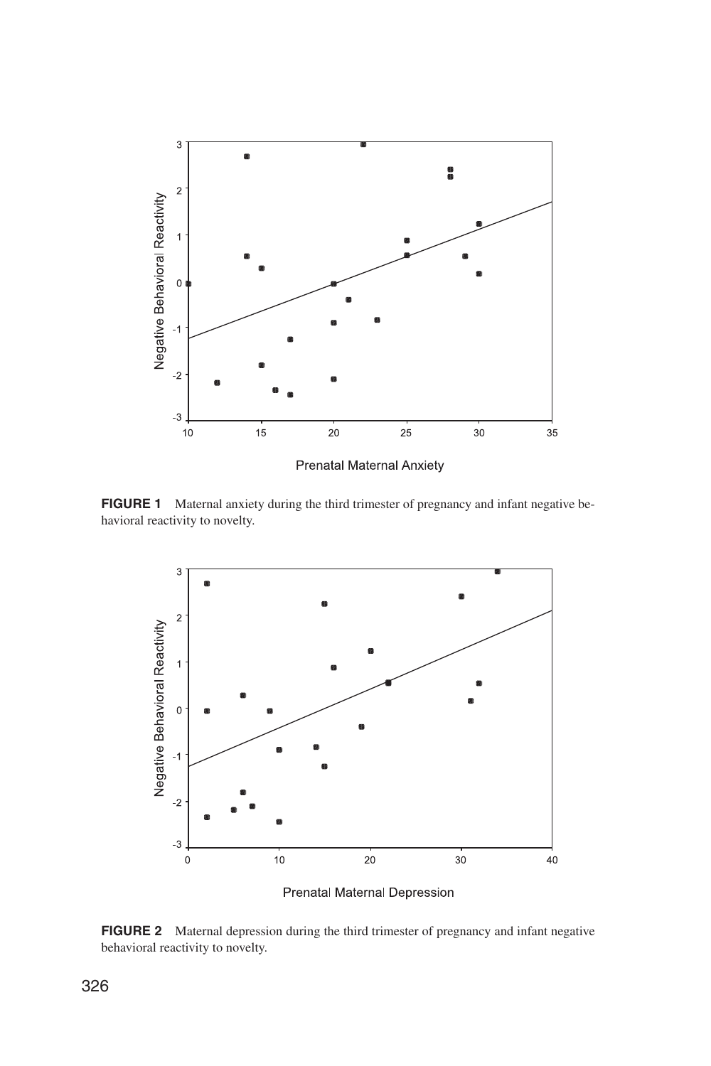**FIGURE 1** Maternal anxiety during the third trimester of pregnancy and infant negative behavioral reactivity to novelty.

**FIGURE 2** Maternal depression during the third trimester of pregnancy and infant negative behavioral reactivity to novelty.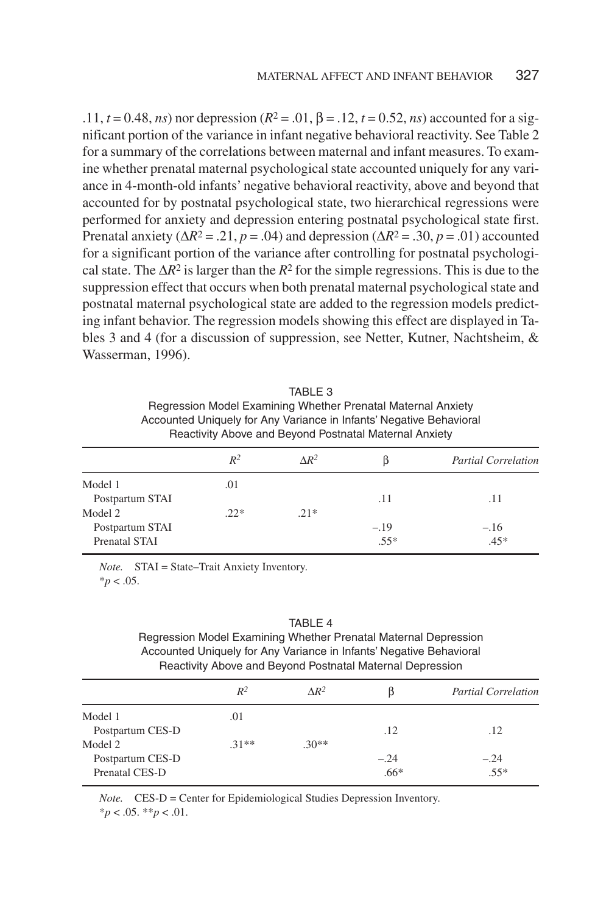.11, $t = 0.48$, *ns*) nor depression ($R^2 = .01$, $\beta = .12$, $t = 0.52$, *ns*) accounted for a significant portion of the variance in infant negative behavioral reactivity. See Table 2 for a summary of the correlations between maternal and infant measures. To examine whether prenatal maternal psychological state accounted uniquely for any variance in 4-month-old infants' negative behavioral reactivity, above and beyond that accounted for by postnatal psychological state, two hierarchical regressions were performed for anxiety and depression entering postnatal psychological state first. Prenatal anxiety ($\Delta R^2 = .21$, $p = .04$) and depression ($\Delta R^2 = .30$, $p = .01$) accounted for a significant portion of the variance after controlling for postnatal psychological state. The $\Delta R^2$ is larger than the $R^2$ for the simple regressions. This is due to the suppression effect that occurs when both prenatal maternal psychological state and postnatal maternal psychological state are added to the regression models predicting infant behavior. The regression models showing this effect are displayed in Tables 3 and 4 (for a discussion of suppression, see Netter, Kutner, Nachtsheim, & Wasserman, 1996).

TABLE 3
Regression Model Examining Whether Prenatal Maternal Anxiety Accounted Uniquely for Any Variance in Infants' Negative Behavioral Reactivity Above and Beyond Postnatal Maternal Anxiety

| | $R^2$ | $\Delta R^2$ | $\beta$ | *Partial Correlation* |
|---|---|---|---|---|
| Model 1 | .01 | | | |
| Postpartum STAI | | | .11 | .11 |
| Model 2 | .22* | .21* | | |
| Postpartum STAI | | | –.19 | –.16 |
| Prenatal STAI | | | .55* | .45* |

*Note.* STAI = State–Trait Anxiety Inventory.
*$p < .05$.

TABLE 4
Regression Model Examining Whether Prenatal Maternal Depression Accounted Uniquely for Any Variance in Infants' Negative Behavioral Reactivity Above and Beyond Postnatal Maternal Depression

| | $R^2$ | $\Delta R^2$ | $\beta$ | *Partial Correlation* |
|---|---|---|---|---|
| Model 1 | .01 | | | |
| Postpartum CES-D | | | .12 | .12 |
| Model 2 | .31** | .30** | | |
| Postpartum CES-D | | | –.24 | –.24 |
| Prenatal CES-D | | | .66* | .55* |

*Note.* CES-D = Center for Epidemiological Studies Depression Inventory.
*$p < .05$. **$p < .01$.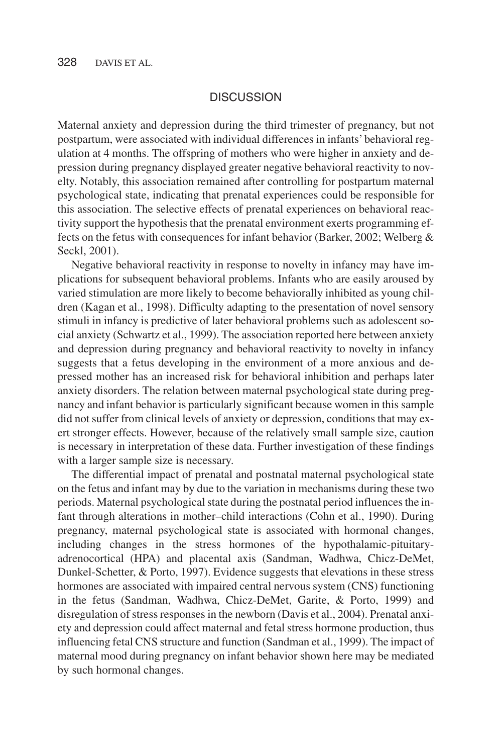## DISCUSSION

Maternal anxiety and depression during the third trimester of pregnancy, but not postpartum, were associated with individual differences in infants' behavioral regulation at 4 months. The offspring of mothers who were higher in anxiety and depression during pregnancy displayed greater negative behavioral reactivity to novelty. Notably, this association remained after controlling for postpartum maternal psychological state, indicating that prenatal experiences could be responsible for this association. The selective effects of prenatal experiences on behavioral reactivity support the hypothesis that the prenatal environment exerts programming effects on the fetus with consequences for infant behavior (Barker, 2002; Welberg & Seckl, 2001).

Negative behavioral reactivity in response to novelty in infancy may have implications for subsequent behavioral problems. Infants who are easily aroused by varied stimulation are more likely to become behaviorally inhibited as young children (Kagan et al., 1998). Difficulty adapting to the presentation of novel sensory stimuli in infancy is predictive of later behavioral problems such as adolescent social anxiety (Schwartz et al., 1999). The association reported here between anxiety and depression during pregnancy and behavioral reactivity to novelty in infancy suggests that a fetus developing in the environment of a more anxious and depressed mother has an increased risk for behavioral inhibition and perhaps later anxiety disorders. The relation between maternal psychological state during pregnancy and infant behavior is particularly significant because women in this sample did not suffer from clinical levels of anxiety or depression, conditions that may exert stronger effects. However, because of the relatively small sample size, caution is necessary in interpretation of these data. Further investigation of these findings with a larger sample size is necessary.

The differential impact of prenatal and postnatal maternal psychological state on the fetus and infant may by due to the variation in mechanisms during these two periods. Maternal psychological state during the postnatal period influences the infant through alterations in mother–child interactions (Cohn et al., 1990). During pregnancy, maternal psychological state is associated with hormonal changes, including changes in the stress hormones of the hypothalamic-pituitary-adrenocortical (HPA) and placental axis (Sandman, Wadhwa, Chicz-DeMet, Dunkel-Schetter, & Porto, 1997). Evidence suggests that elevations in these stress hormones are associated with impaired central nervous system (CNS) functioning in the fetus (Sandman, Wadhwa, Chicz-DeMet, Garite, & Porto, 1999) and disregulation of stress responses in the newborn (Davis et al., 2004). Prenatal anxiety and depression could affect maternal and fetal stress hormone production, thus influencing fetal CNS structure and function (Sandman et al., 1999). The impact of maternal mood during pregnancy on infant behavior shown here may be mediated by such hormonal changes.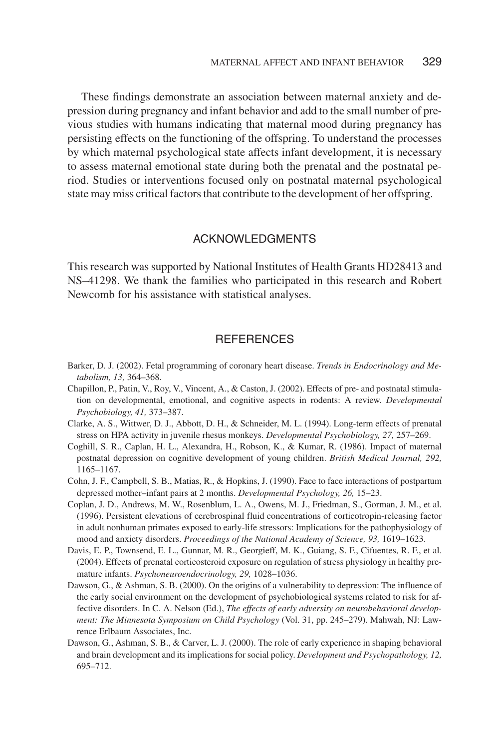These findings demonstrate an association between maternal anxiety and depression during pregnancy and infant behavior and add to the small number of previous studies with humans indicating that maternal mood during pregnancy has persisting effects on the functioning of the offspring. To understand the processes by which maternal psychological state affects infant development, it is necessary to assess maternal emotional state during both the prenatal and the postnatal period. Studies or interventions focused only on postnatal maternal psychological state may miss critical factors that contribute to the development of her offspring.

## ACKNOWLEDGMENTS

This research was supported by National Institutes of Health Grants HD28413 and NS–41298. We thank the families who participated in this research and Robert Newcomb for his assistance with statistical analyses.

## REFERENCES

Barker, D. J. (2002). Fetal programming of coronary heart disease. *Trends in Endocrinology and Metabolism, 13,* 364–368.

Chapillon, P., Patin, V., Roy, V., Vincent, A., & Caston, J. (2002). Effects of pre- and postnatal stimulation on developmental, emotional, and cognitive aspects in rodents: A review. *Developmental Psychobiology, 41,* 373–387.

Clarke, A. S., Wittwer, D. J., Abbott, D. H., & Schneider, M. L. (1994). Long-term effects of prenatal stress on HPA activity in juvenile rhesus monkeys. *Developmental Psychobiology, 27,* 257–269.

Coghill, S. R., Caplan, H. L., Alexandra, H., Robson, K., & Kumar, R. (1986). Impact of maternal postnatal depression on cognitive development of young children. *British Medical Journal, 292,* 1165–1167.

Cohn, J. F., Campbell, S. B., Matias, R., & Hopkins, J. (1990). Face to face interactions of postpartum depressed mother–infant pairs at 2 months. *Developmental Psychology, 26,* 15–23.

Coplan, J. D., Andrews, M. W., Rosenblum, L. A., Owens, M. J., Friedman, S., Gorman, J. M., et al. (1996). Persistent elevations of cerebrospinal fluid concentrations of corticotropin-releasing factor in adult nonhuman primates exposed to early-life stressors: Implications for the pathophysiology of mood and anxiety disorders. *Proceedings of the National Academy of Science, 93,* 1619–1623.

Davis, E. P., Townsend, E. L., Gunnar, M. R., Georgieff, M. K., Guiang, S. F., Cifuentes, R. F., et al. (2004). Effects of prenatal corticosteroid exposure on regulation of stress physiology in healthy premature infants. *Psychoneuroendocrinology, 29,* 1028–1036.

Dawson, G., & Ashman, S. B. (2000). On the origins of a vulnerability to depression: The influence of the early social environment on the development of psychobiological systems related to risk for affective disorders. In C. A. Nelson (Ed.), *The effects of early adversity on neurobehavioral development: The Minnesota Symposium on Child Psychology* (Vol. 31, pp. 245–279). Mahwah, NJ: Lawrence Erlbaum Associates, Inc.

Dawson, G., Ashman, S. B., & Carver, L. J. (2000). The role of early experience in shaping behavioral and brain development and its implications for social policy. *Development and Psychopathology, 12,* 695–712.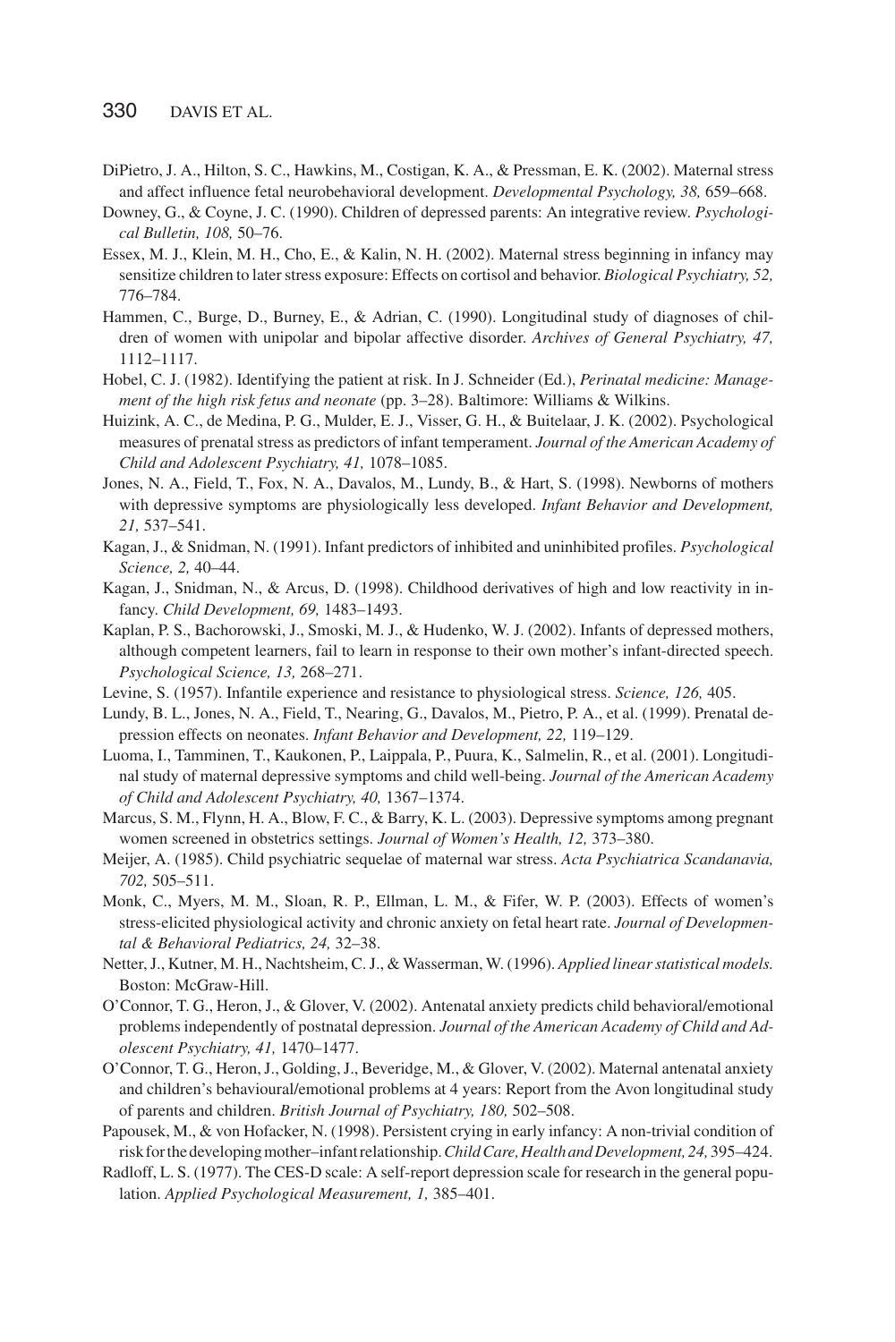DiPietro, J. A., Hilton, S. C., Hawkins, M., Costigan, K. A., & Pressman, E. K. (2002). Maternal stress and affect influence fetal neurobehavioral development. *Developmental Psychology, 38,* 659–668.

Downey, G., & Coyne, J. C. (1990). Children of depressed parents: An integrative review. *Psychological Bulletin, 108,* 50–76.

Essex, M. J., Klein, M. H., Cho, E., & Kalin, N. H. (2002). Maternal stress beginning in infancy may sensitize children to later stress exposure: Effects on cortisol and behavior. *Biological Psychiatry, 52,* 776–784.

Hammen, C., Burge, D., Burney, E., & Adrian, C. (1990). Longitudinal study of diagnoses of children of women with unipolar and bipolar affective disorder. *Archives of General Psychiatry, 47,* 1112–1117.

Hobel, C. J. (1982). Identifying the patient at risk. In J. Schneider (Ed.), *Perinatal medicine: Management of the high risk fetus and neonate* (pp. 3–28). Baltimore: Williams & Wilkins.

Huizink, A. C., de Medina, P. G., Mulder, E. J., Visser, G. H., & Buitelaar, J. K. (2002). Psychological measures of prenatal stress as predictors of infant temperament. *Journal of the American Academy of Child and Adolescent Psychiatry, 41,* 1078–1085.

Jones, N. A., Field, T., Fox, N. A., Davalos, M., Lundy, B., & Hart, S. (1998). Newborns of mothers with depressive symptoms are physiologically less developed. *Infant Behavior and Development, 21,* 537–541.

Kagan, J., & Snidman, N. (1991). Infant predictors of inhibited and uninhibited profiles. *Psychological Science, 2,* 40–44.

Kagan, J., Snidman, N., & Arcus, D. (1998). Childhood derivatives of high and low reactivity in infancy. *Child Development, 69,* 1483–1493.

Kaplan, P. S., Bachorowski, J., Smoski, M. J., & Hudenko, W. J. (2002). Infants of depressed mothers, although competent learners, fail to learn in response to their own mother's infant-directed speech. *Psychological Science, 13,* 268–271.

Levine, S. (1957). Infantile experience and resistance to physiological stress. *Science, 126,* 405.

Lundy, B. L., Jones, N. A., Field, T., Nearing, G., Davalos, M., Pietro, P. A., et al. (1999). Prenatal depression effects on neonates. *Infant Behavior and Development, 22,* 119–129.

Luoma, I., Tamminen, T., Kaukonen, P., Laippala, P., Puura, K., Salmelin, R., et al. (2001). Longitudinal study of maternal depressive symptoms and child well-being. *Journal of the American Academy of Child and Adolescent Psychiatry, 40,* 1367–1374.

Marcus, S. M., Flynn, H. A., Blow, F. C., & Barry, K. L. (2003). Depressive symptoms among pregnant women screened in obstetrics settings. *Journal of Women's Health, 12,* 373–380.

Meijer, A. (1985). Child psychiatric sequelae of maternal war stress. *Acta Psychiatrica Scandanavia, 702,* 505–511.

Monk, C., Myers, M. M., Sloan, R. P., Ellman, L. M., & Fifer, W. P. (2003). Effects of women's stress-elicited physiological activity and chronic anxiety on fetal heart rate. *Journal of Developmental & Behavioral Pediatrics, 24,* 32–38.

Netter, J., Kutner, M. H., Nachtsheim, C. J., & Wasserman, W. (1996). *Applied linear statistical models.* Boston: McGraw-Hill.

O'Connor, T. G., Heron, J., & Glover, V. (2002). Antenatal anxiety predicts child behavioral/emotional problems independently of postnatal depression. *Journal of the American Academy of Child and Adolescent Psychiatry, 41,* 1470–1477.

O'Connor, T. G., Heron, J., Golding, J., Beveridge, M., & Glover, V. (2002). Maternal antenatal anxiety and children's behavioural/emotional problems at 4 years: Report from the Avon longitudinal study of parents and children. *British Journal of Psychiatry, 180,* 502–508.

Papousek, M., & von Hofacker, N. (1998). Persistent crying in early infancy: A non-trivial condition of risk for the developing mother–infant relationship. *Child Care, Health and Development, 24,* 395–424.

Radloff, L. S. (1977). The CES-D scale: A self-report depression scale for research in the general population. *Applied Psychological Measurement, 1,* 385–401.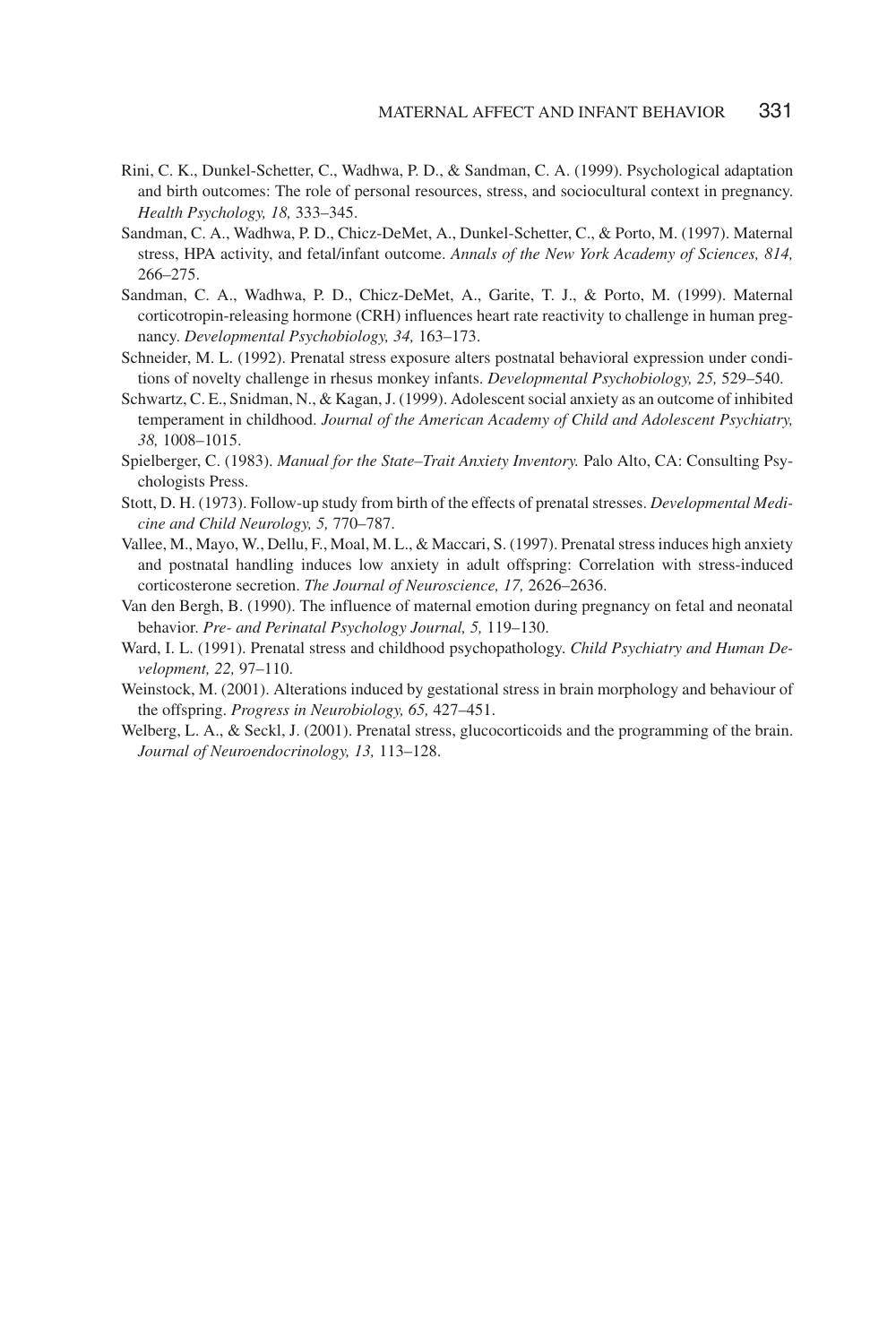Rini, C. K., Dunkel-Schetter, C., Wadhwa, P. D., & Sandman, C. A. (1999). Psychological adaptation and birth outcomes: The role of personal resources, stress, and sociocultural context in pregnancy. *Health Psychology, 18,* 333–345.

Sandman, C. A., Wadhwa, P. D., Chicz-DeMet, A., Dunkel-Schetter, C., & Porto, M. (1997). Maternal stress, HPA activity, and fetal/infant outcome. *Annals of the New York Academy of Sciences, 814,* 266–275.

Sandman, C. A., Wadhwa, P. D., Chicz-DeMet, A., Garite, T. J., & Porto, M. (1999). Maternal corticotropin-releasing hormone (CRH) influences heart rate reactivity to challenge in human pregnancy. *Developmental Psychobiology, 34,* 163–173.

Schneider, M. L. (1992). Prenatal stress exposure alters postnatal behavioral expression under conditions of novelty challenge in rhesus monkey infants. *Developmental Psychobiology, 25,* 529–540.

Schwartz, C. E., Snidman, N., & Kagan, J. (1999). Adolescent social anxiety as an outcome of inhibited temperament in childhood. *Journal of the American Academy of Child and Adolescent Psychiatry, 38,* 1008–1015.

Spielberger, C. (1983). *Manual for the State–Trait Anxiety Inventory.* Palo Alto, CA: Consulting Psychologists Press.

Stott, D. H. (1973). Follow-up study from birth of the effects of prenatal stresses. *Developmental Medicine and Child Neurology, 5,* 770–787.

Vallee, M., Mayo, W., Dellu, F., Moal, M. L., & Maccari, S. (1997). Prenatal stress induces high anxiety and postnatal handling induces low anxiety in adult offspring: Correlation with stress-induced corticosterone secretion. *The Journal of Neuroscience, 17,* 2626–2636.

Van den Bergh, B. (1990). The influence of maternal emotion during pregnancy on fetal and neonatal behavior. *Pre- and Perinatal Psychology Journal, 5,* 119–130.

Ward, I. L. (1991). Prenatal stress and childhood psychopathology. *Child Psychiatry and Human Development, 22,* 97–110.

Weinstock, M. (2001). Alterations induced by gestational stress in brain morphology and behaviour of the offspring. *Progress in Neurobiology, 65,* 427–451.

Welberg, L. A., & Seckl, J. (2001). Prenatal stress, glucocorticoids and the programming of the brain. *Journal of Neuroendocrinology, 13,* 113–128.